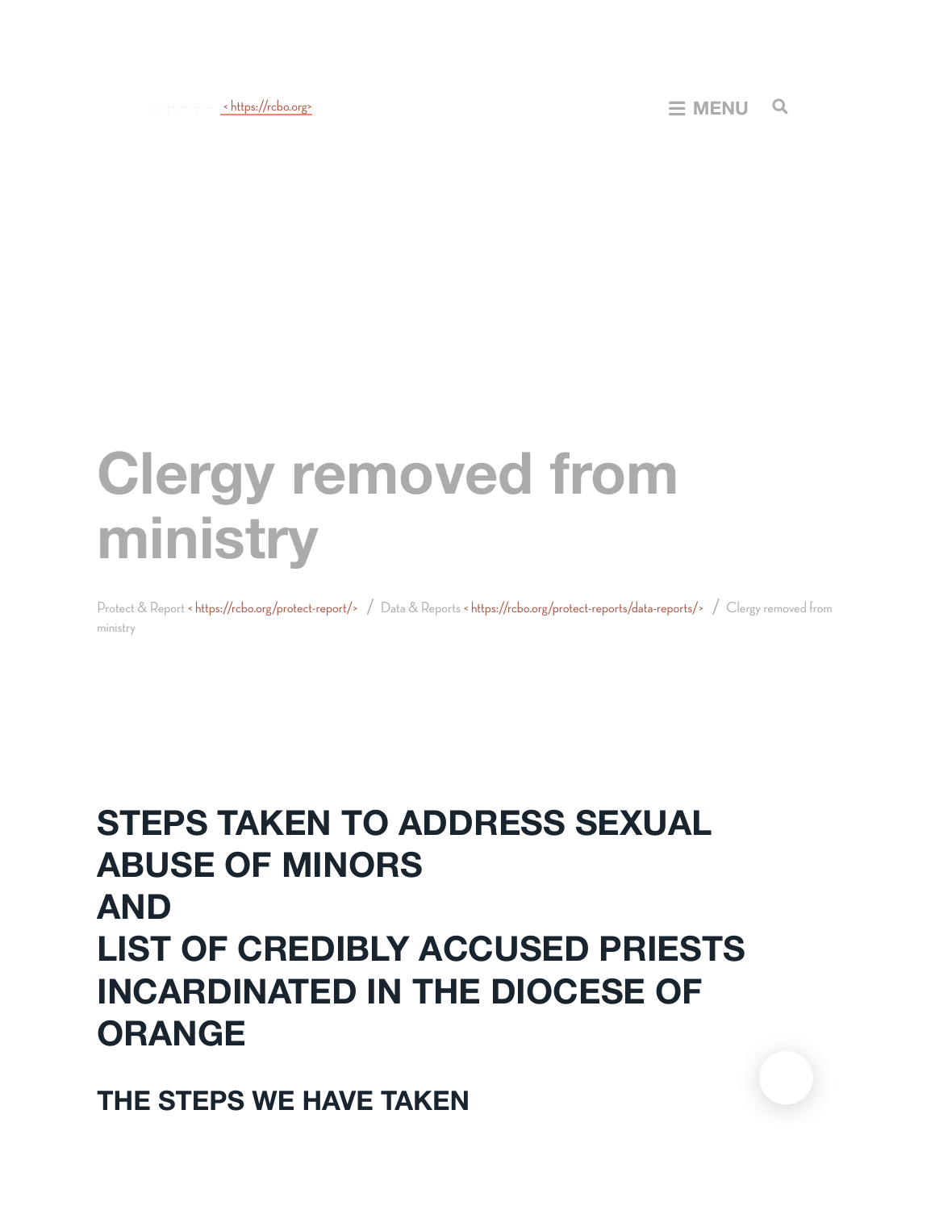< https://rcbo.org>

MENU

# Clergy removed from ministry

Protect & Report < https://rcbo.org/protect-report/> / Data & Reports < https://rcbo.org/protect-reports/data-reports/> / Clergy removed from ministry

## STEPS TAKEN TO ADDRESS SEXUAL ABUSE OF MINORS AND LIST OF CREDIBLY ACCUSED PRIESTS INCARDINATED IN THE DIOCESE OF ORANGE

### THE STEPS WE HAVE TAKEN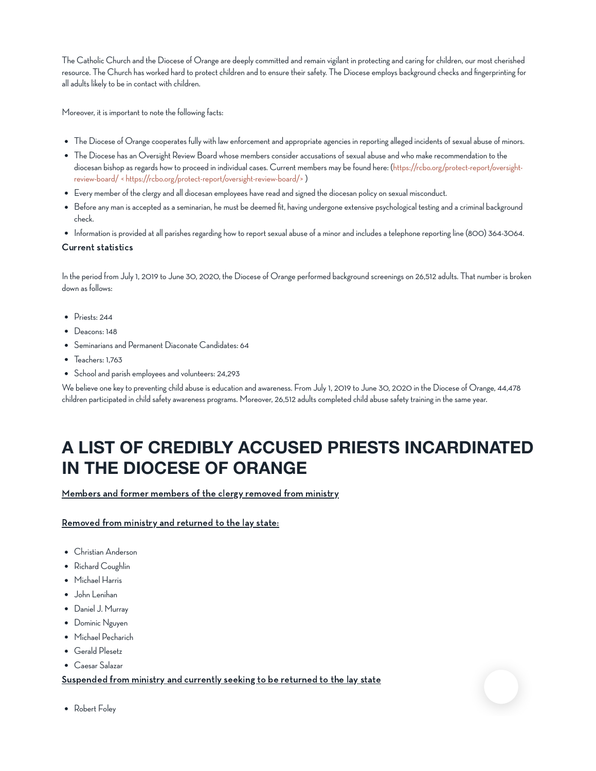The Catholic Church and the Diocese of Orange are deeply committed and remain vigilant in protecting and caring for children, our most cherished resource. The Church has worked hard to protect children and to ensure their safety. The Diocese employs background checks and fingerprinting for all adults likely to be in contact with children.

Moreover, it is important to note the following facts:

- The Diocese of Orange cooperates fully with law enforcement and appropriate agencies in reporting alleged incidents of sexual abuse of minors.
- The Diocese has an Oversight Review Board whose members consider accusations of sexual abuse and who make recommendation to the diocesan bishop as regards how to proceed in individual cases. Current members may be found here: (https://rcbo.org/protect-report/oversight-review-board/ < https://rcbo.org/protect-report/oversight-review-board/> )
- Every member of the clergy and all diocesan employees have read and signed the diocesan policy on sexual misconduct.
- Before any man is accepted as a seminarian, he must be deemed fit, having undergone extensive psychological testing and a criminal background check.
- Information is provided at all parishes regarding how to report sexual abuse of a minor and includes a telephone reporting line (800) 364-3064.

**Current statistics**

In the period from July 1, 2019 to June 30, 2020, the Diocese of Orange performed background screenings on 26,512 adults. That number is broken down as follows:

- Priests: 244
- Deacons: 148
- Seminarians and Permanent Diaconate Candidates: 64
- Teachers: 1,763
- School and parish employees and volunteers: 24,293

We believe one key to preventing child abuse is education and awareness. From July 1, 2019 to June 30, 2020 in the Diocese of Orange, 44,478 children participated in child safety awareness programs. Moreover, 26,512 adults completed child abuse safety training in the same year.

# A LIST OF CREDIBLY ACCUSED PRIESTS INCARDINATED IN THE DIOCESE OF ORANGE

**Members and former members of the clergy removed from ministry**

**Removed from ministry and returned to the lay state:**

- Christian Anderson
- Richard Coughlin
- Michael Harris
- John Lenihan
- Daniel J. Murray
- Dominic Nguyen
- Michael Pecharich
- Gerald Plesetz
- Caesar Salazar

**Suspended from ministry and currently seeking to be returned to the lay state**

- Robert Foley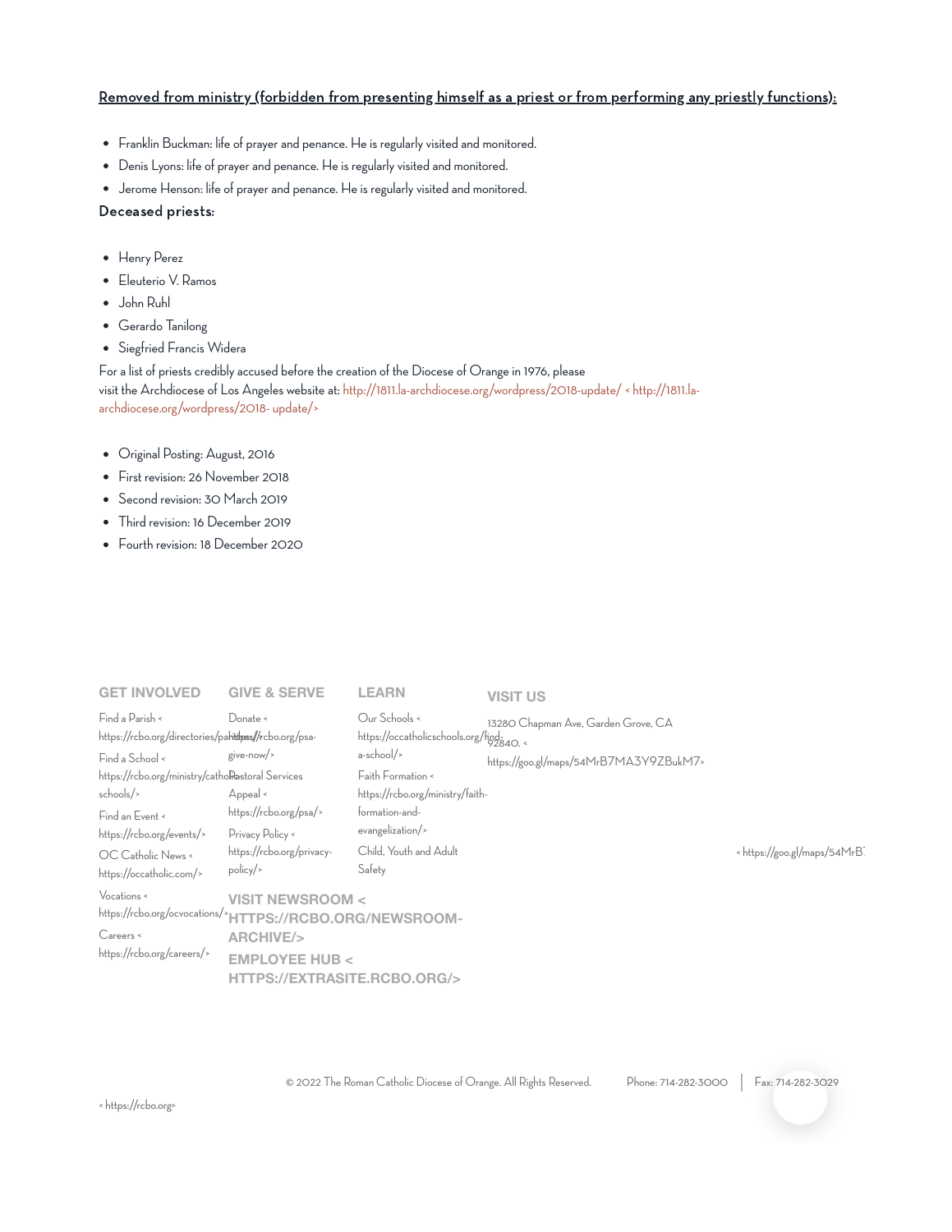**Removed from ministry (forbidden from presenting himself as a priest or from performing any priestly functions):**

- Franklin Buckman: life of prayer and penance. He is regularly visited and monitored.
- Denis Lyons: life of prayer and penance. He is regularly visited and monitored.
- Jerome Henson: life of prayer and penance. He is regularly visited and monitored.

**Deceased priests:**

- Henry Perez
- Eleuterio V. Ramos
- John Ruhl
- Gerardo Tanilong
- Siegfried Francis Widera

For a list of priests credibly accused before the creation of the Diocese of Orange in 1976, please visit the Archdiocese of Los Angeles website at: http://1811.la-archdiocese.org/wordpress/2018-update/ < http://1811.la-archdiocese.org/wordpress/2018- update/>

- Original Posting: August, 2016
- First revision: 26 November 2018
- Second revision: 30 March 2019
- Third revision: 16 December 2019
- Fourth revision: 18 December 2020

GET INVOLVED

Find a Parish < https://rcbo.org/directories/parishes/>

Find a School < https://rcbo.org/ministry/catholic-schools/>

Find an Event < https://rcbo.org/events/>

OC Catholic News < https://occatholic.com/>

Vocations < https://rcbo.org/ocvocations/>

Careers < https://rcbo.org/careers/>

GIVE & SERVE

Donate < https://rcbo.org/psa-give-now/>

Pastoral Services Appeal < https://rcbo.org/psa/>

Privacy Policy < https://rcbo.org/privacy-policy/>

VISIT NEWSROOM < HTTPS://RCBO.ORG/NEWSROOM-ARCHIVE/>

EMPLOYEE HUB < HTTPS://EXTRASITE.RCBO.ORG/>

LEARN

Our Schools < https://occatholicschools.org/find-a-school/>

Faith Formation < https://rcbo.org/ministry/faith-formation-and-evangelization/>

Child, Youth and Adult Safety

VISIT US

13280 Chapman Ave, Garden Grove, CA 92840. < https://goo.gl/maps/54MrB7MA3Y9ZBukM7>

< https://goo.gl/maps/54MrB7

© 2022 The Roman Catholic Diocese of Orange. All Rights Reserved. Phone: 714-282-3000 | Fax: 714-282-3029

< https://rcbo.org>